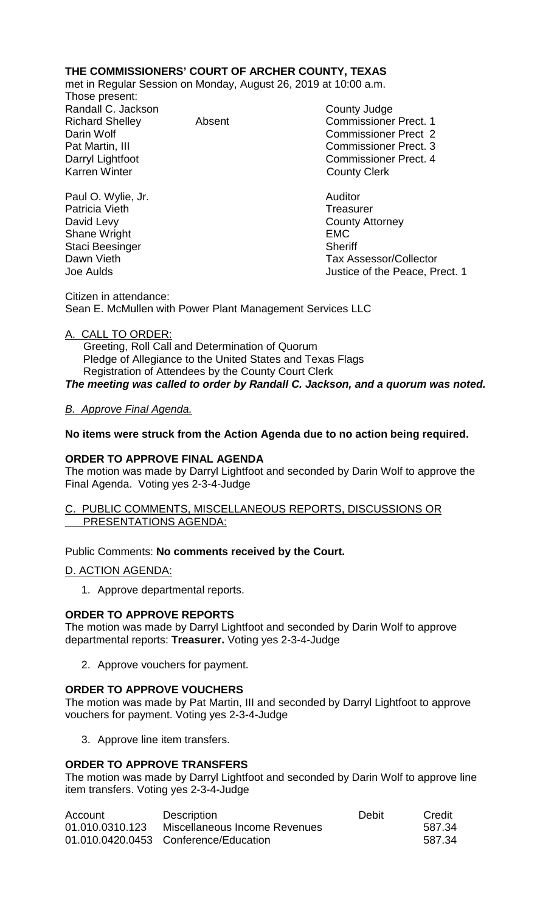**THE COMMISSIONERS' COURT OF ARCHER COUNTY, TEXAS**

met in Regular Session on Monday, August 26, 2019 at 10:00 a.m.

Those present:

| | | |
|---|---|---|
| Randall C. Jackson | | County Judge |
| Richard Shelley | Absent | Commissioner Prect. 1 |
| Darin Wolf | | Commissioner Prect 2 |
| Pat Martin, III | | Commissioner Prect. 3 |
| Darryl Lightfoot | | Commissioner Prect. 4 |
| Karren Winter | | County Clerk |
| Paul O. Wylie, Jr. | | Auditor |
| Patricia Vieth | | Treasurer |
| David Levy | | County Attorney |
| Shane Wright | | EMC |
| Staci Beesinger | | Sheriff |
| Dawn Vieth | | Tax Assessor/Collector |
| Joe Aulds | | Justice of the Peace, Prect. 1 |

Citizen in attendance:
Sean E. McMullen with Power Plant Management Services LLC

A. CALL TO ORDER:

Greeting, Roll Call and Determination of Quorum
Pledge of Allegiance to the United States and Texas Flags
Registration of Attendees by the County Court Clerk

***The meeting was called to order by Randall C. Jackson, and a quorum was noted.***

*B. Approve Final Agenda.*

**No items were struck from the Action Agenda due to no action being required.**

**ORDER TO APPROVE FINAL AGENDA**

The motion was made by Darryl Lightfoot and seconded by Darin Wolf to approve the Final Agenda. Voting yes 2-3-4-Judge

C. PUBLIC COMMENTS, MISCELLANEOUS REPORTS, DISCUSSIONS OR PRESENTATIONS AGENDA:

Public Comments: **No comments received by the Court.**

D. ACTION AGENDA:

1. Approve departmental reports.

**ORDER TO APPROVE REPORTS**

The motion was made by Darryl Lightfoot and seconded by Darin Wolf to approve departmental reports: **Treasurer.** Voting yes 2-3-4-Judge

2. Approve vouchers for payment.

**ORDER TO APPROVE VOUCHERS**

The motion was made by Pat Martin, III and seconded by Darryl Lightfoot to approve vouchers for payment. Voting yes 2-3-4-Judge

3. Approve line item transfers.

**ORDER TO APPROVE TRANSFERS**

The motion was made by Darryl Lightfoot and seconded by Darin Wolf to approve line item transfers. Voting yes 2-3-4-Judge

| Account | Description | Debit | Credit |
|---|---|---|---|
| 01.010.0310.123 | Miscellaneous Income Revenues | | 587.34 |
| 01.010.0420.0453 | Conference/Education | | 587.34 |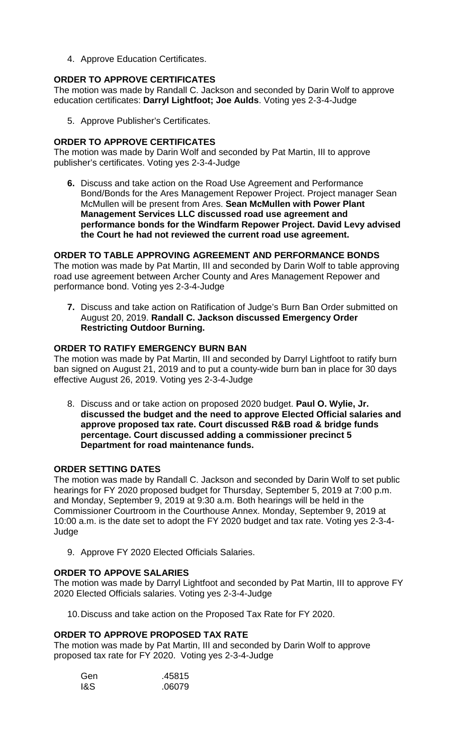4. Approve Education Certificates.

**ORDER TO APPROVE CERTIFICATES**

The motion was made by Randall C. Jackson and seconded by Darin Wolf to approve education certificates: **Darryl Lightfoot; Joe Aulds**. Voting yes 2-3-4-Judge

5. Approve Publisher's Certificates.

**ORDER TO APPROVE CERTIFICATES**

The motion was made by Darin Wolf and seconded by Pat Martin, III to approve publisher's certificates. Voting yes 2-3-4-Judge

**6.** Discuss and take action on the Road Use Agreement and Performance Bond/Bonds for the Ares Management Repower Project. Project manager Sean McMullen will be present from Ares. **Sean McMullen with Power Plant Management Services LLC discussed road use agreement and performance bonds for the Windfarm Repower Project. David Levy advised the Court he had not reviewed the current road use agreement.**

**ORDER TO TABLE APPROVING AGREEMENT AND PERFORMANCE BONDS**

The motion was made by Pat Martin, III and seconded by Darin Wolf to table approving road use agreement between Archer County and Ares Management Repower and performance bond. Voting yes 2-3-4-Judge

**7.** Discuss and take action on Ratification of Judge's Burn Ban Order submitted on August 20, 2019. **Randall C. Jackson discussed Emergency Order Restricting Outdoor Burning.**

**ORDER TO RATIFY EMERGENCY BURN BAN**

The motion was made by Pat Martin, III and seconded by Darryl Lightfoot to ratify burn ban signed on August 21, 2019 and to put a county-wide burn ban in place for 30 days effective August 26, 2019. Voting yes 2-3-4-Judge

8. Discuss and or take action on proposed 2020 budget. **Paul O. Wylie, Jr. discussed the budget and the need to approve Elected Official salaries and approve proposed tax rate. Court discussed R&B road & bridge funds percentage. Court discussed adding a commissioner precinct 5 Department for road maintenance funds.**

**ORDER SETTING DATES**

The motion was made by Randall C. Jackson and seconded by Darin Wolf to set public hearings for FY 2020 proposed budget for Thursday, September 5, 2019 at 7:00 p.m. and Monday, September 9, 2019 at 9:30 a.m. Both hearings will be held in the Commissioner Courtroom in the Courthouse Annex. Monday, September 9, 2019 at 10:00 a.m. is the date set to adopt the FY 2020 budget and tax rate. Voting yes 2-3-4-Judge

9. Approve FY 2020 Elected Officials Salaries.

**ORDER TO APPOVE SALARIES**

The motion was made by Darryl Lightfoot and seconded by Pat Martin, III to approve FY 2020 Elected Officials salaries. Voting yes 2-3-4-Judge

10. Discuss and take action on the Proposed Tax Rate for FY 2020.

**ORDER TO APPROVE PROPOSED TAX RATE**

The motion was made by Pat Martin, III and seconded by Darin Wolf to approve proposed tax rate for FY 2020. Voting yes 2-3-4-Judge

| | |
|---|---|
| Gen | .45815 |
| I&S | .06079 |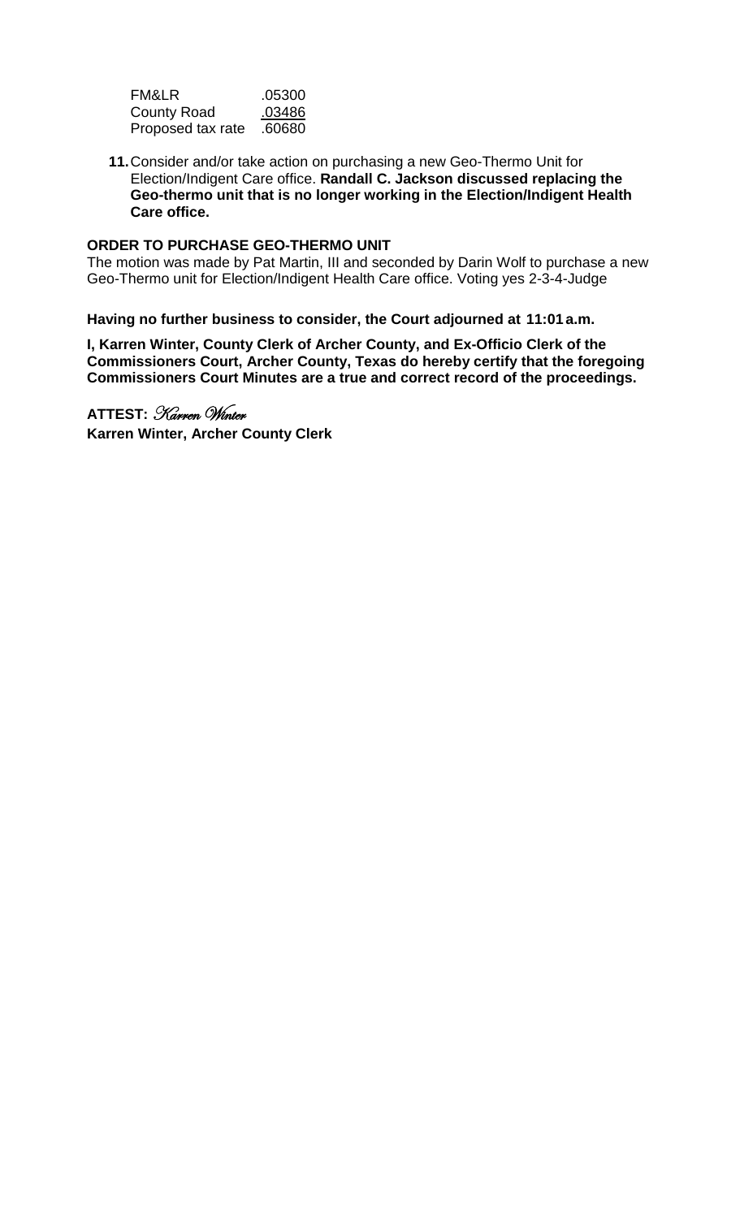| | |
|---|---|
| FM&LR | .05300 |
| County Road | .03486 |
| Proposed tax rate | .60680 |

**11.** Consider and/or take action on purchasing a new Geo-Thermo Unit for Election/Indigent Care office. **Randall C. Jackson discussed replacing the Geo-thermo unit that is no longer working in the Election/Indigent Health Care office.**

**ORDER TO PURCHASE GEO-THERMO UNIT**

The motion was made by Pat Martin, III and seconded by Darin Wolf to purchase a new Geo-Thermo unit for Election/Indigent Health Care office. Voting yes 2-3-4-Judge

**Having no further business to consider, the Court adjourned at 11:01 a.m.**

**I, Karren Winter, County Clerk of Archer County, and Ex-Officio Clerk of the Commissioners Court, Archer County, Texas do hereby certify that the foregoing Commissioners Court Minutes are a true and correct record of the proceedings.**

**ATTEST:** *Karren Winter*

**Karren Winter, Archer County Clerk**